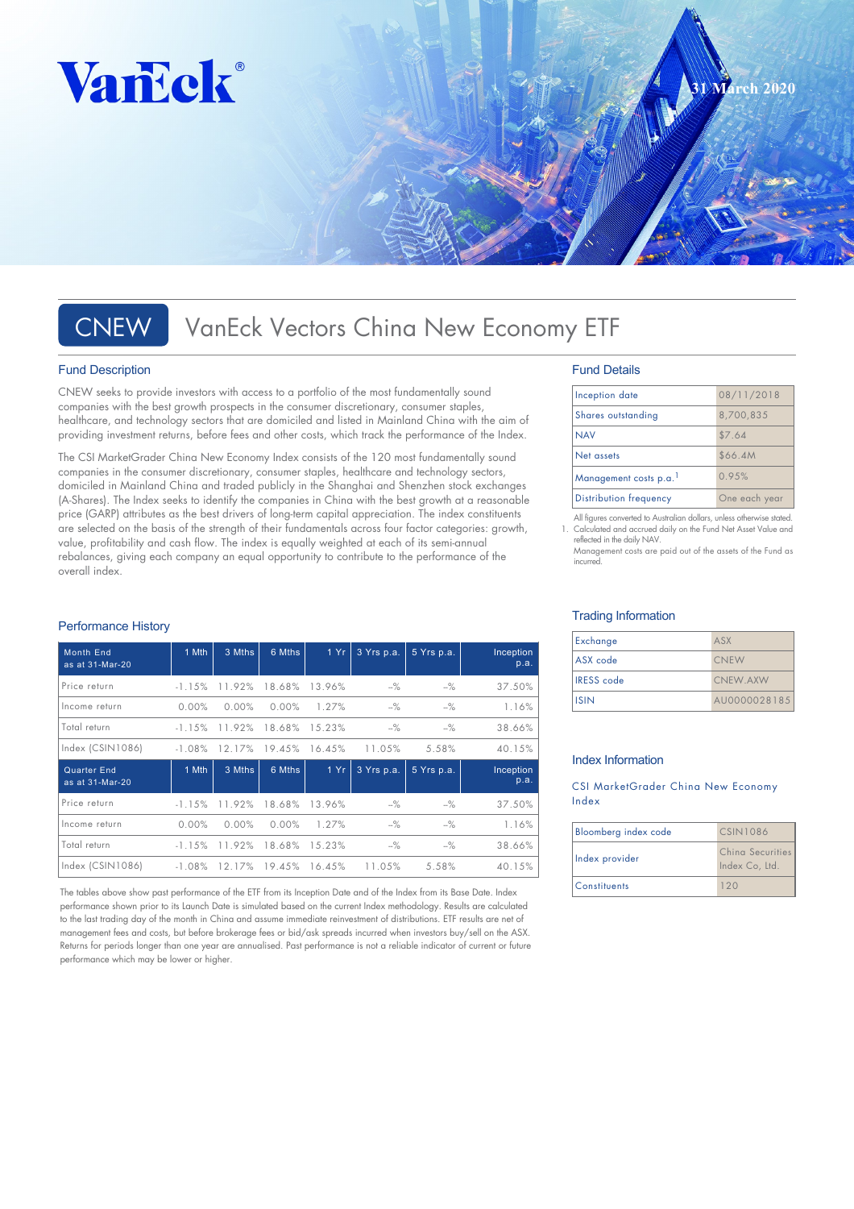VanEck®

31 March 2020

# CNEW VanEck Vectors China New Economy ETF

## Fund Description

CNEW seeks to provide investors with access to a portfolio of the most fundamentally sound companies with the best growth prospects in the consumer discretionary, consumer staples, healthcare, and technology sectors that are domiciled and listed in Mainland China with the aim of providing investment returns, before fees and other costs, which track the performance of the Index.

The CSI MarketGrader China New Economy Index consists of the 120 most fundamentally sound companies in the consumer discretionary, consumer staples, healthcare and technology sectors, domiciled in Mainland China and traded publicly in the Shanghai and Shenzhen stock exchanges (A-Shares). The Index seeks to identify the companies in China with the best growth at a reasonable price (GARP) attributes as the best drivers of long-term capital appreciation. The index constituents are selected on the basis of the strength of their fundamentals across four factor categories: growth, value, profitability and cash flow. The index is equally weighted at each of its semi-annual rebalances, giving each company an equal opportunity to contribute to the performance of the overall index.

## Fund Details

| | |
|---|---|
| Inception date | 08/11/2018 |
| Shares outstanding | 8,700,835 |
| NAV | $7.64 |
| Net assets | $66.4M |
| Management costs p.a.[1] | 0.95% |
| Distribution frequency | One each year |

All figures converted to Australian dollars, unless otherwise stated.
1. Calculated and accrued daily on the Fund Net Asset Value and reflected in the daily NAV.
Management costs are paid out of the assets of the Fund as incurred.

## Performance History

| Month End as at 31-Mar-20 | 1 Mth | 3 Mths | 6 Mths | 1 Yr | 3 Yrs p.a. | 5 Yrs p.a. | Inception p.a. |
|---|---|---|---|---|---|---|---|
| Price return | -1.15% | 11.92% | 18.68% | 13.96% | -% | -% | 37.50% |
| Income return | 0.00% | 0.00% | 0.00% | 1.27% | -% | -% | 1.16% |
| Total return | -1.15% | 11.92% | 18.68% | 15.23% | -% | -% | 38.66% |
| Index (CSIN1086) | -1.08% | 12.17% | 19.45% | 16.45% | 11.05% | 5.58% | 40.15% |
| **Quarter End as at 31-Mar-20** | **1 Mth** | **3 Mths** | **6 Mths** | **1 Yr** | **3 Yrs p.a.** | **5 Yrs p.a.** | **Inception p.a.** |
| Price return | -1.15% | 11.92% | 18.68% | 13.96% | -% | -% | 37.50% |
| Income return | 0.00% | 0.00% | 0.00% | 1.27% | -% | -% | 1.16% |
| Total return | -1.15% | 11.92% | 18.68% | 15.23% | -% | -% | 38.66% |
| Index (CSIN1086) | -1.08% | 12.17% | 19.45% | 16.45% | 11.05% | 5.58% | 40.15% |

The tables above show past performance of the ETF from its Inception Date and of the Index from its Base Date. Index performance shown prior to its Launch Date is simulated based on the current Index methodology. Results are calculated to the last trading day of the month in China and assume immediate reinvestment of distributions. ETF results are net of management fees and costs, but before brokerage fees or bid/ask spreads incurred when investors buy/sell on the ASX. Returns for periods longer than one year are annualised. Past performance is not a reliable indicator of current or future performance which may be lower or higher.

## Trading Information

| | |
|---|---|
| Exchange | ASX |
| ASX code | CNEW |
| IRESS code | CNEW.AXW |
| ISIN | AU0000028185 |

## Index Information

CSI MarketGrader China New Economy Index

| | |
|---|---|
| Bloomberg index code | CSIN1086 |
| Index provider | China Securities Index Co, Ltd. |
| Constituents | 120 |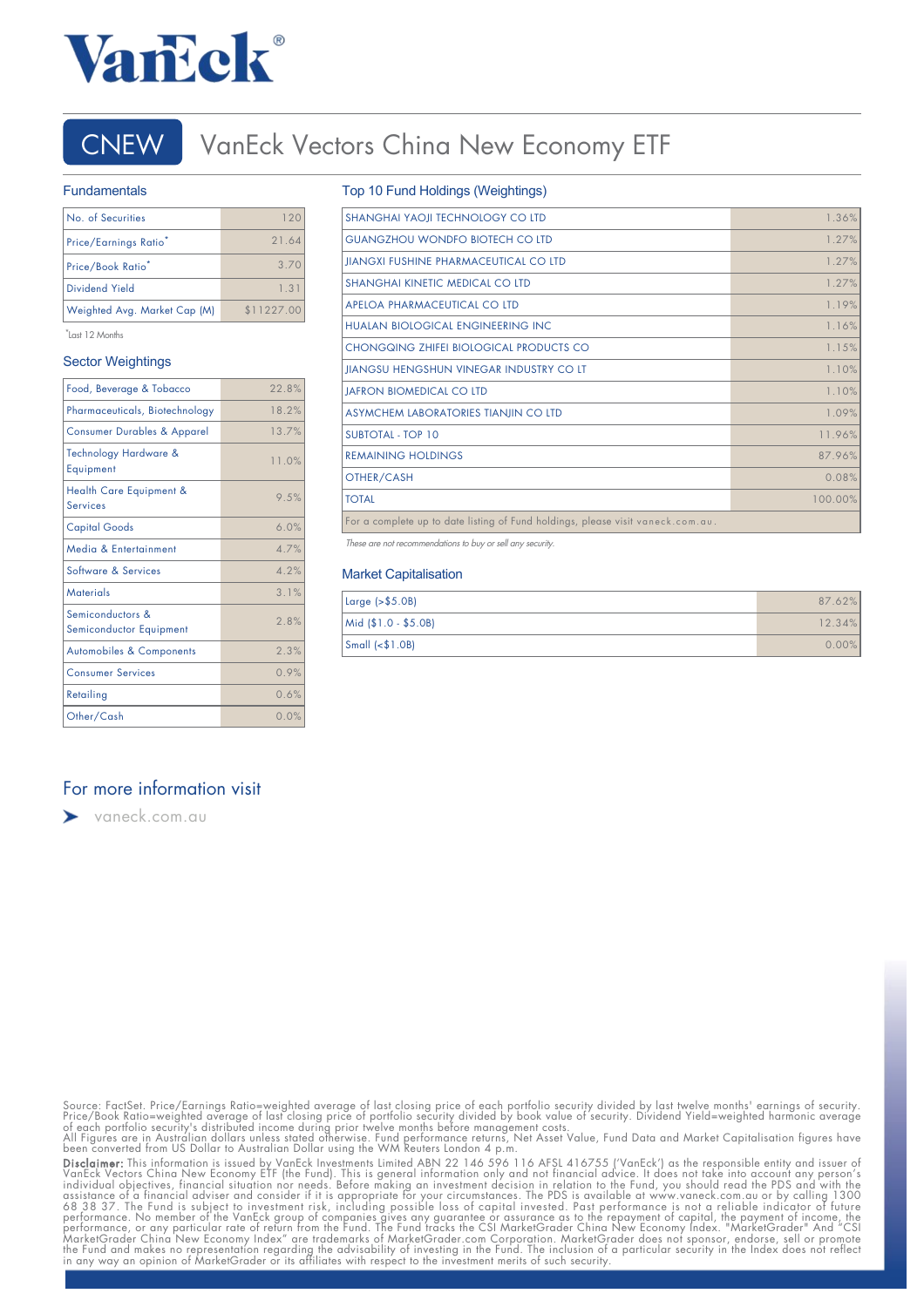# CNEW VanEck Vectors China New Economy ETF

## Fundamentals

| | |
|---|---|
| No. of Securities | 120 |
| Price/Earnings Ratio* | 21.64 |
| Price/Book Ratio* | 3.70 |
| Dividend Yield | 1.31 |
| Weighted Avg. Market Cap (M) | $11227.00 |

*Last 12 Months

## Sector Weightings

| | |
|---|---|
| Food, Beverage & Tobacco | 22.8% |
| Pharmaceuticals, Biotechnology | 18.2% |
| Consumer Durables & Apparel | 13.7% |
| Technology Hardware & Equipment | 11.0% |
| Health Care Equipment & Services | 9.5% |
| Capital Goods | 6.0% |
| Media & Entertainment | 4.7% |
| Software & Services | 4.2% |
| Materials | 3.1% |
| Semiconductors & Semiconductor Equipment | 2.8% |
| Automobiles & Components | 2.3% |
| Consumer Services | 0.9% |
| Retailing | 0.6% |
| Other/Cash | 0.0% |

## Top 10 Fund Holdings (Weightings)

| | |
|---|---|
| SHANGHAI YAOJI TECHNOLOGY CO LTD | 1.36% |
| GUANGZHOU WONDFO BIOTECH CO LTD | 1.27% |
| JIANGXI FUSHINE PHARMACEUTICAL CO LTD | 1.27% |
| SHANGHAI KINETIC MEDICAL CO LTD | 1.27% |
| APELOA PHARMACEUTICAL CO LTD | 1.19% |
| HUALAN BIOLOGICAL ENGINEERING INC | 1.16% |
| CHONGQING ZHIFEI BIOLOGICAL PRODUCTS CO | 1.15% |
| JIANGSU HENGSHUN VINEGAR INDUSTRY CO LT | 1.10% |
| JAFRON BIOMEDICAL CO LTD | 1.10% |
| ASYMCHEM LABORATORIES TIANJIN CO LTD | 1.09% |
| SUBTOTAL - TOP 10 | 11.96% |
| REMAINING HOLDINGS | 87.96% |
| OTHER/CASH | 0.08% |
| TOTAL | 100.00% |
| For a complete up to date listing of Fund holdings, please visit vaneck.com.au. | |

*These are not recommendations to buy or sell any security.*

## Market Capitalisation

| | |
|---|---|
| Large (>$5.0B) | 87.62% |
| Mid ($1.0 - $5.0B) | 12.34% |
| Small (<$1.0B) | 0.00% |

## For more information visit

vaneck.com.au

Source: FactSet. Price/Earnings Ratio=weighted average of last closing price of each portfolio security divided by last twelve months' earnings of security. Price/Book Ratio=weighted average of last closing price of portfolio security divided by book value of security. Dividend Yield=weighted harmonic average of each portfolio security's distributed income during prior twelve months before management costs.
All Figures are in Australian dollars unless stated otherwise. Fund performance returns, Net Asset Value, Fund Data and Market Capitalisation figures have been converted from US Dollar to Australian Dollar using the WM Reuters London 4 p.m.

**Disclaimer:** This information is issued by VanEck Investments Limited ABN 22 146 596 116 AFSL 416755 ('VanEck') as the responsible entity and issuer of VanEck Vectors China New Economy ETF (the Fund). This is general information only and not financial advice. It does not take into account any person's individual objectives, financial situation nor needs. Before making an investment decision in relation to the Fund, you should read the PDS and with the assistance of a financial adviser and consider if it is appropriate for your circumstances. The PDS is available at www.vaneck.com.au or by calling 1300 68 38 37. The Fund is subject to investment risk, including possible loss of capital invested. Past performance is not a reliable indicator of future performance. No member of the VanEck group of companies gives any guarantee or assurance as to the repayment of capital, the payment of income, the performance, or any particular rate of return from the Fund. The Fund tracks the CSI MarketGrader China New Economy Index. "MarketGrader" And "CSI MarketGrader China New Economy Index" are trademarks of MarketGrader.com Corporation. MarketGrader does not sponsor, endorse, sell or promote the Fund and makes no representation regarding the advisability of investing in the Fund. The inclusion of a particular security in the Index does not reflect in any way an opinion of MarketGrader or its affiliates with respect to the investment merits of such security.